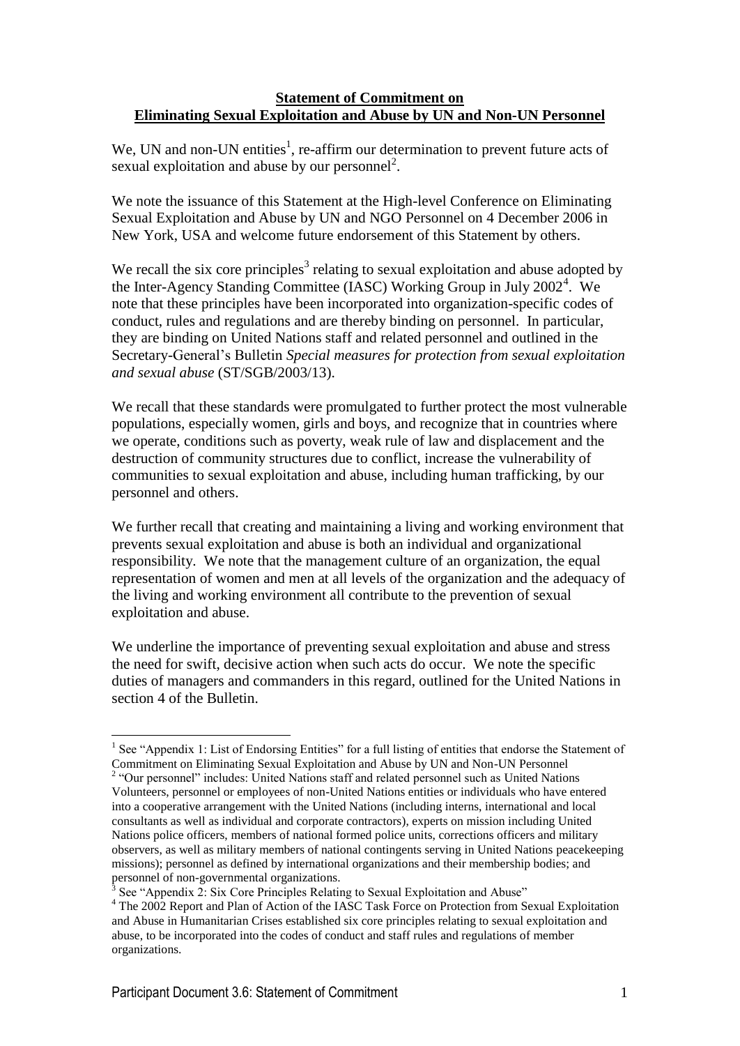**Statement of Commitment on**
**Eliminating Sexual Exploitation and Abuse by UN and Non-UN Personnel**

We, UN and non-UN entities[1], re-affirm our determination to prevent future acts of sexual exploitation and abuse by our personnel[2].

We note the issuance of this Statement at the High-level Conference on Eliminating Sexual Exploitation and Abuse by UN and NGO Personnel on 4 December 2006 in New York, USA and welcome future endorsement of this Statement by others.

We recall the six core principles[3] relating to sexual exploitation and abuse adopted by the Inter-Agency Standing Committee (IASC) Working Group in July 2002[4]. We note that these principles have been incorporated into organization-specific codes of conduct, rules and regulations and are thereby binding on personnel. In particular, they are binding on United Nations staff and related personnel and outlined in the Secretary-General's Bulletin *Special measures for protection from sexual exploitation and sexual abuse* (ST/SGB/2003/13).

We recall that these standards were promulgated to further protect the most vulnerable populations, especially women, girls and boys, and recognize that in countries where we operate, conditions such as poverty, weak rule of law and displacement and the destruction of community structures due to conflict, increase the vulnerability of communities to sexual exploitation and abuse, including human trafficking, by our personnel and others.

We further recall that creating and maintaining a living and working environment that prevents sexual exploitation and abuse is both an individual and organizational responsibility. We note that the management culture of an organization, the equal representation of women and men at all levels of the organization and the adequacy of the living and working environment all contribute to the prevention of sexual exploitation and abuse.

We underline the importance of preventing sexual exploitation and abuse and stress the need for swift, decisive action when such acts do occur. We note the specific duties of managers and commanders in this regard, outlined for the United Nations in section 4 of the Bulletin.

---

[1] See "Appendix 1: List of Endorsing Entities" for a full listing of entities that endorse the Statement of Commitment on Eliminating Sexual Exploitation and Abuse by UN and Non-UN Personnel

[2] "Our personnel" includes: United Nations staff and related personnel such as United Nations Volunteers, personnel or employees of non-United Nations entities or individuals who have entered into a cooperative arrangement with the United Nations (including interns, international and local consultants as well as individual and corporate contractors), experts on mission including United Nations police officers, members of national formed police units, corrections officers and military observers, as well as military members of national contingents serving in United Nations peacekeeping missions); personnel as defined by international organizations and their membership bodies; and personnel of non-governmental organizations.

[3] See "Appendix 2: Six Core Principles Relating to Sexual Exploitation and Abuse"

[4] The 2002 Report and Plan of Action of the IASC Task Force on Protection from Sexual Exploitation and Abuse in Humanitarian Crises established six core principles relating to sexual exploitation and abuse, to be incorporated into the codes of conduct and staff rules and regulations of member organizations.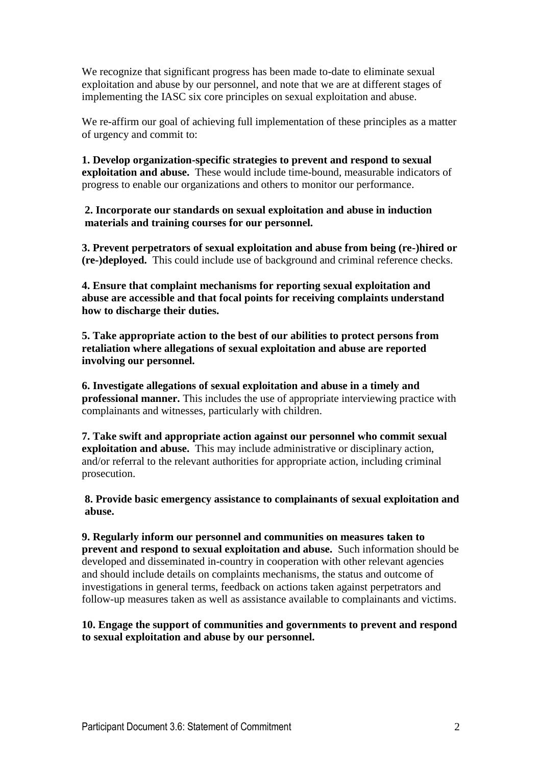We recognize that significant progress has been made to-date to eliminate sexual exploitation and abuse by our personnel, and note that we are at different stages of implementing the IASC six core principles on sexual exploitation and abuse.

We re-affirm our goal of achieving full implementation of these principles as a matter of urgency and commit to:

**1. Develop organization-specific strategies to prevent and respond to sexual exploitation and abuse.** These would include time-bound, measurable indicators of progress to enable our organizations and others to monitor our performance.

**2. Incorporate our standards on sexual exploitation and abuse in induction materials and training courses for our personnel.**

**3. Prevent perpetrators of sexual exploitation and abuse from being (re-)hired or (re-)deployed.** This could include use of background and criminal reference checks.

**4. Ensure that complaint mechanisms for reporting sexual exploitation and abuse are accessible and that focal points for receiving complaints understand how to discharge their duties.**

**5. Take appropriate action to the best of our abilities to protect persons from retaliation where allegations of sexual exploitation and abuse are reported involving our personnel.**

**6. Investigate allegations of sexual exploitation and abuse in a timely and professional manner.** This includes the use of appropriate interviewing practice with complainants and witnesses, particularly with children.

**7. Take swift and appropriate action against our personnel who commit sexual exploitation and abuse.** This may include administrative or disciplinary action, and/or referral to the relevant authorities for appropriate action, including criminal prosecution.

**8. Provide basic emergency assistance to complainants of sexual exploitation and abuse.**

**9. Regularly inform our personnel and communities on measures taken to prevent and respond to sexual exploitation and abuse.** Such information should be developed and disseminated in-country in cooperation with other relevant agencies and should include details on complaints mechanisms, the status and outcome of investigations in general terms, feedback on actions taken against perpetrators and follow-up measures taken as well as assistance available to complainants and victims.

**10. Engage the support of communities and governments to prevent and respond to sexual exploitation and abuse by our personnel.**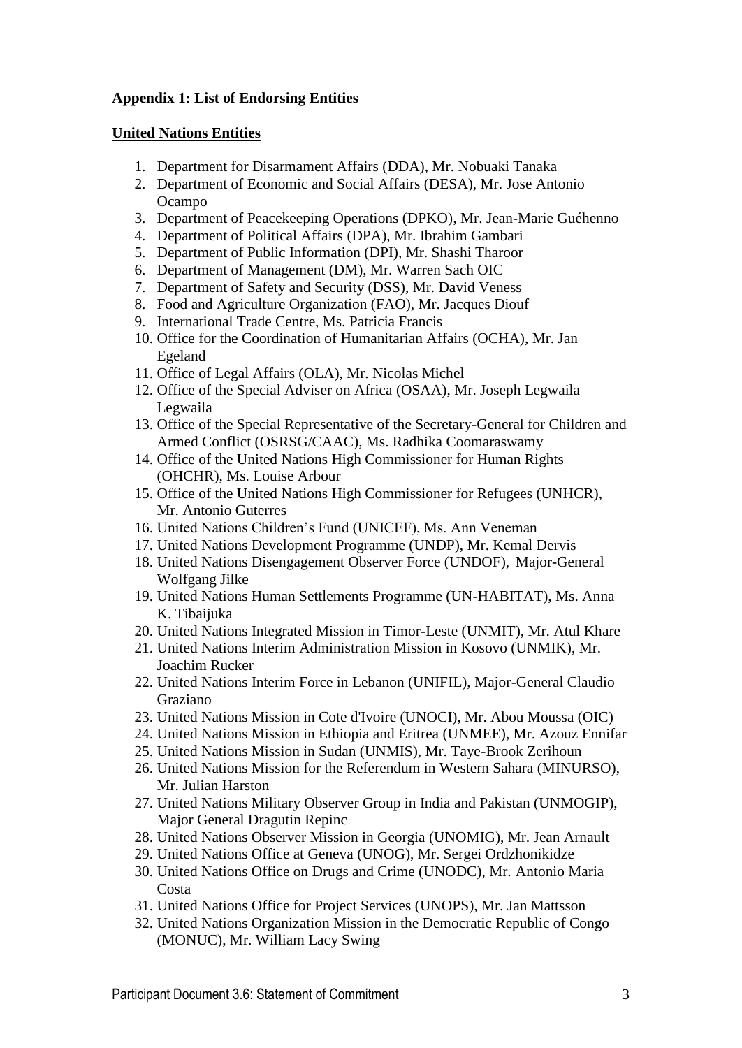**Appendix 1: List of Endorsing Entities**

**United Nations Entities**

1. Department for Disarmament Affairs (DDA), Mr. Nobuaki Tanaka
2. Department of Economic and Social Affairs (DESA), Mr. Jose Antonio Ocampo
3. Department of Peacekeeping Operations (DPKO), Mr. Jean-Marie Guéhenno
4. Department of Political Affairs (DPA), Mr. Ibrahim Gambari
5. Department of Public Information (DPI), Mr. Shashi Tharoor
6. Department of Management (DM), Mr. Warren Sach OIC
7. Department of Safety and Security (DSS), Mr. David Veness
8. Food and Agriculture Organization (FAO), Mr. Jacques Diouf
9. International Trade Centre, Ms. Patricia Francis
10. Office for the Coordination of Humanitarian Affairs (OCHA), Mr. Jan Egeland
11. Office of Legal Affairs (OLA), Mr. Nicolas Michel
12. Office of the Special Adviser on Africa (OSAA), Mr. Joseph Legwaila Legwaila
13. Office of the Special Representative of the Secretary-General for Children and Armed Conflict (OSRSG/CAAC), Ms. Radhika Coomaraswamy
14. Office of the United Nations High Commissioner for Human Rights (OHCHR), Ms. Louise Arbour
15. Office of the United Nations High Commissioner for Refugees (UNHCR), Mr. Antonio Guterres
16. United Nations Children's Fund (UNICEF), Ms. Ann Veneman
17. United Nations Development Programme (UNDP), Mr. Kemal Dervis
18. United Nations Disengagement Observer Force (UNDOF), Major-General Wolfgang Jilke
19. United Nations Human Settlements Programme (UN-HABITAT), Ms. Anna K. Tibaijuka
20. United Nations Integrated Mission in Timor-Leste (UNMIT), Mr. Atul Khare
21. United Nations Interim Administration Mission in Kosovo (UNMIK), Mr. Joachim Rucker
22. United Nations Interim Force in Lebanon (UNIFIL), Major-General Claudio Graziano
23. United Nations Mission in Cote d'Ivoire (UNOCI), Mr. Abou Moussa (OIC)
24. United Nations Mission in Ethiopia and Eritrea (UNMEE), Mr. Azouz Ennifar
25. United Nations Mission in Sudan (UNMIS), Mr. Taye-Brook Zerihoun
26. United Nations Mission for the Referendum in Western Sahara (MINURSO), Mr. Julian Harston
27. United Nations Military Observer Group in India and Pakistan (UNMOGIP), Major General Dragutin Repinc
28. United Nations Observer Mission in Georgia (UNOMIG), Mr. Jean Arnault
29. United Nations Office at Geneva (UNOG), Mr. Sergei Ordzhonikidze
30. United Nations Office on Drugs and Crime (UNODC), Mr. Antonio Maria Costa
31. United Nations Office for Project Services (UNOPS), Mr. Jan Mattsson
32. United Nations Organization Mission in the Democratic Republic of Congo (MONUC), Mr. William Lacy Swing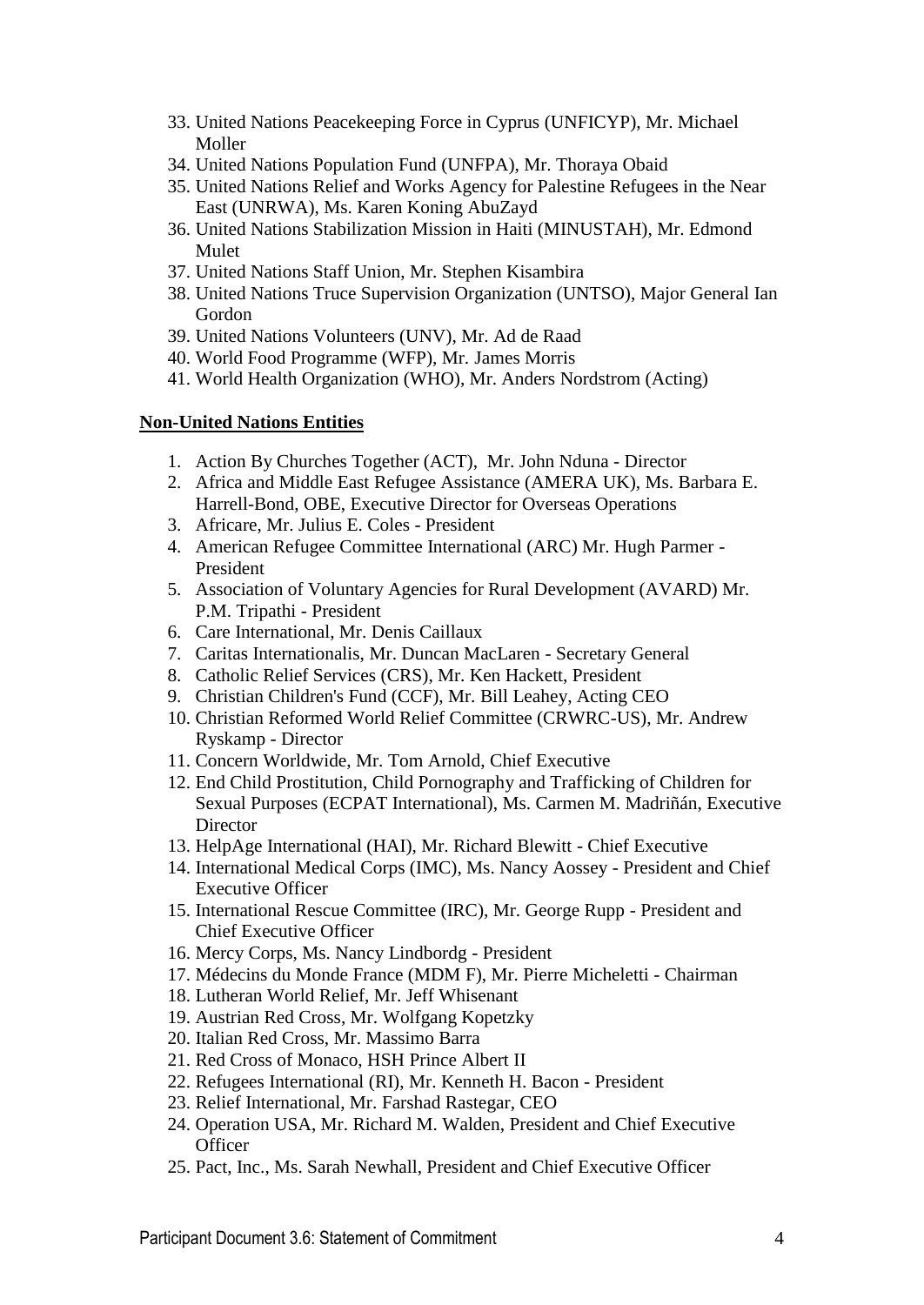33. United Nations Peacekeeping Force in Cyprus (UNFICYP), Mr. Michael Moller
34. United Nations Population Fund (UNFPA), Mr. Thoraya Obaid
35. United Nations Relief and Works Agency for Palestine Refugees in the Near East (UNRWA), Ms. Karen Koning AbuZayd
36. United Nations Stabilization Mission in Haiti (MINUSTAH), Mr. Edmond Mulet
37. United Nations Staff Union, Mr. Stephen Kisambira
38. United Nations Truce Supervision Organization (UNTSO), Major General Ian Gordon
39. United Nations Volunteers (UNV), Mr. Ad de Raad
40. World Food Programme (WFP), Mr. James Morris
41. World Health Organization (WHO), Mr. Anders Nordstrom (Acting)

**Non-United Nations Entities**

1. Action By Churches Together (ACT), Mr. John Nduna - Director
2. Africa and Middle East Refugee Assistance (AMERA UK), Ms. Barbara E. Harrell-Bond, OBE, Executive Director for Overseas Operations
3. Africare, Mr. Julius E. Coles - President
4. American Refugee Committee International (ARC) Mr. Hugh Parmer - President
5. Association of Voluntary Agencies for Rural Development (AVARD) Mr. P.M. Tripathi - President
6. Care International, Mr. Denis Caillaux
7. Caritas Internationalis, Mr. Duncan MacLaren - Secretary General
8. Catholic Relief Services (CRS), Mr. Ken Hackett, President
9. Christian Children's Fund (CCF), Mr. Bill Leahey, Acting CEO
10. Christian Reformed World Relief Committee (CRWRC-US), Mr. Andrew Ryskamp - Director
11. Concern Worldwide, Mr. Tom Arnold, Chief Executive
12. End Child Prostitution, Child Pornography and Trafficking of Children for Sexual Purposes (ECPAT International), Ms. Carmen M. Madriñán, Executive Director
13. HelpAge International (HAI), Mr. Richard Blewitt - Chief Executive
14. International Medical Corps (IMC), Ms. Nancy Aossey - President and Chief Executive Officer
15. International Rescue Committee (IRC), Mr. George Rupp - President and Chief Executive Officer
16. Mercy Corps, Ms. Nancy Lindbordg - President
17. Médecins du Monde France (MDM F), Mr. Pierre Micheletti - Chairman
18. Lutheran World Relief, Mr. Jeff Whisenant
19. Austrian Red Cross, Mr. Wolfgang Kopetzky
20. Italian Red Cross, Mr. Massimo Barra
21. Red Cross of Monaco, HSH Prince Albert II
22. Refugees International (RI), Mr. Kenneth H. Bacon - President
23. Relief International, Mr. Farshad Rastegar, CEO
24. Operation USA, Mr. Richard M. Walden, President and Chief Executive Officer
25. Pact, Inc., Ms. Sarah Newhall, President and Chief Executive Officer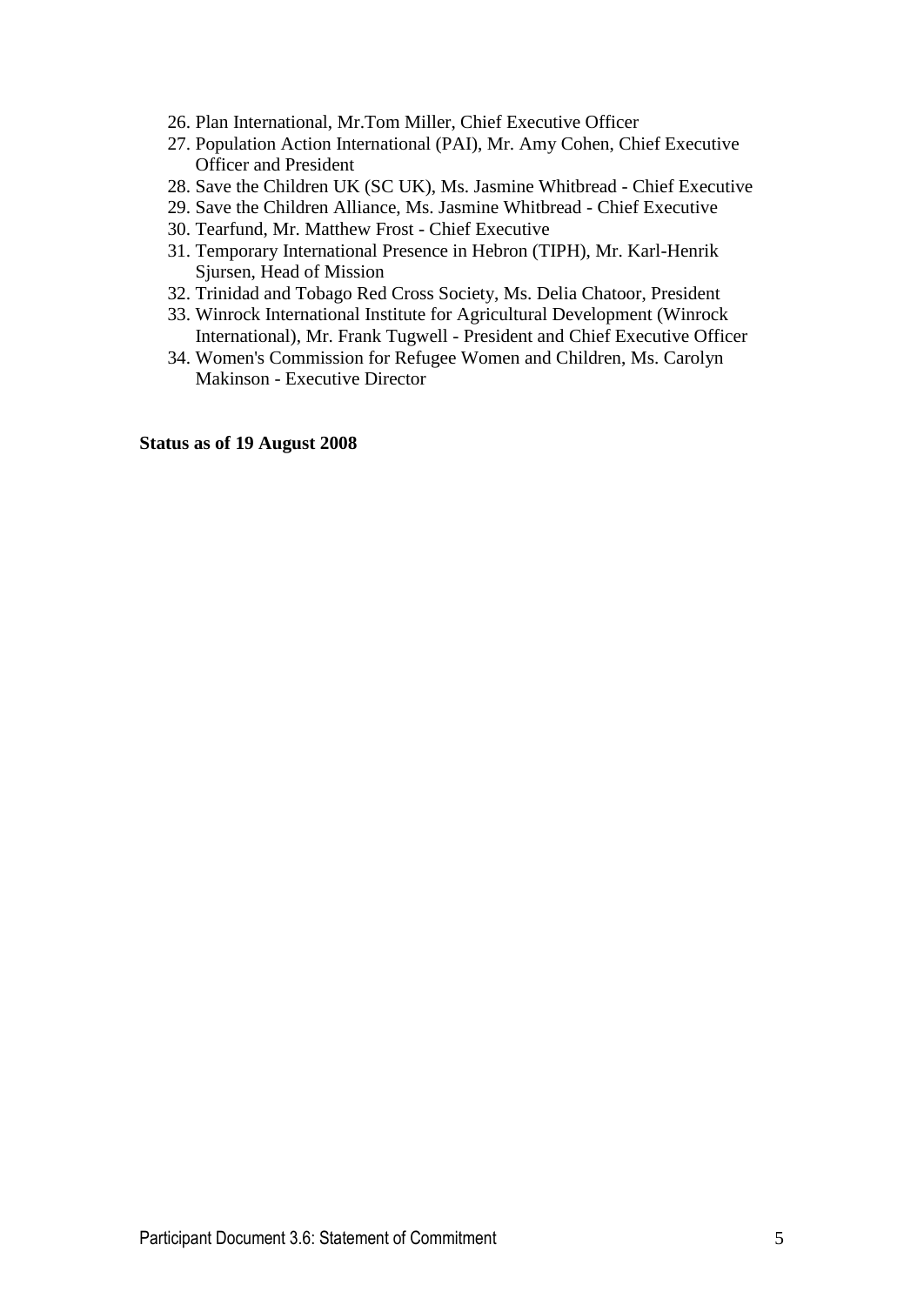26. Plan International, Mr.Tom Miller, Chief Executive Officer
27. Population Action International (PAI), Mr. Amy Cohen, Chief Executive Officer and President
28. Save the Children UK (SC UK), Ms. Jasmine Whitbread - Chief Executive
29. Save the Children Alliance, Ms. Jasmine Whitbread - Chief Executive
30. Tearfund, Mr. Matthew Frost - Chief Executive
31. Temporary International Presence in Hebron (TIPH), Mr. Karl-Henrik Sjursen, Head of Mission
32. Trinidad and Tobago Red Cross Society, Ms. Delia Chatoor, President
33. Winrock International Institute for Agricultural Development (Winrock International), Mr. Frank Tugwell - President and Chief Executive Officer
34. Women's Commission for Refugee Women and Children, Ms. Carolyn Makinson - Executive Director

**Status as of 19 August 2008**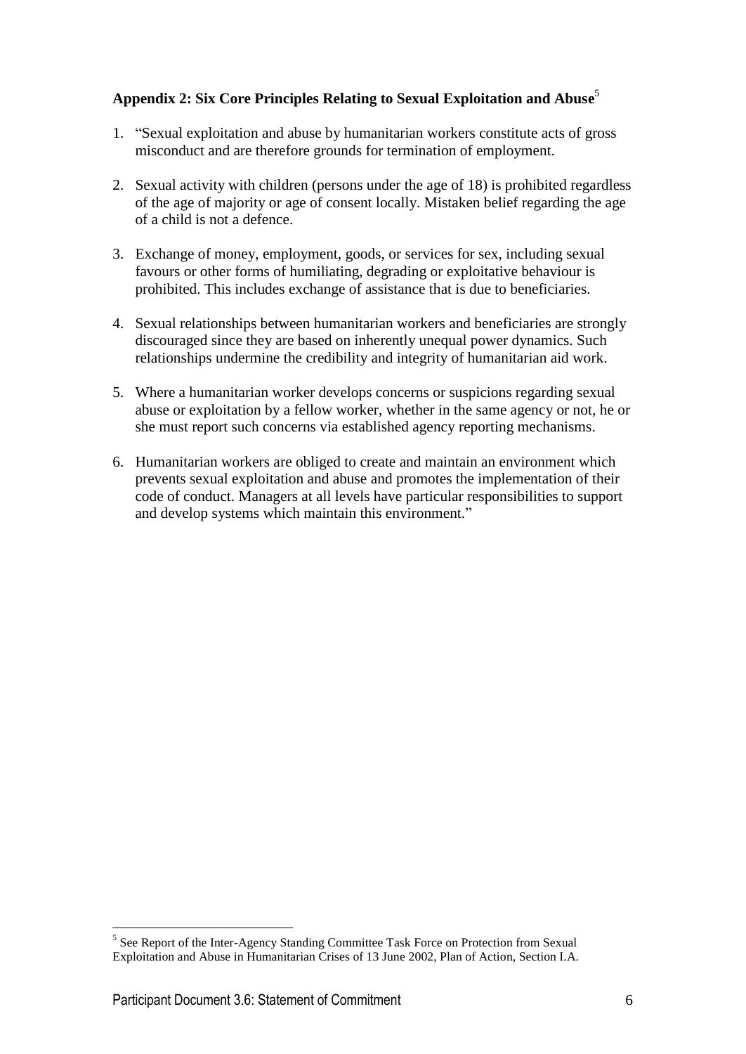## Appendix 2: Six Core Principles Relating to Sexual Exploitation and Abuse[5]

1. "Sexual exploitation and abuse by humanitarian workers constitute acts of gross misconduct and are therefore grounds for termination of employment.

2. Sexual activity with children (persons under the age of 18) is prohibited regardless of the age of majority or age of consent locally. Mistaken belief regarding the age of a child is not a defence.

3. Exchange of money, employment, goods, or services for sex, including sexual favours or other forms of humiliating, degrading or exploitative behaviour is prohibited. This includes exchange of assistance that is due to beneficiaries.

4. Sexual relationships between humanitarian workers and beneficiaries are strongly discouraged since they are based on inherently unequal power dynamics. Such relationships undermine the credibility and integrity of humanitarian aid work.

5. Where a humanitarian worker develops concerns or suspicions regarding sexual abuse or exploitation by a fellow worker, whether in the same agency or not, he or she must report such concerns via established agency reporting mechanisms.

6. Humanitarian workers are obliged to create and maintain an environment which prevents sexual exploitation and abuse and promotes the implementation of their code of conduct. Managers at all levels have particular responsibilities to support and develop systems which maintain this environment."

---

[5] See Report of the Inter-Agency Standing Committee Task Force on Protection from Sexual Exploitation and Abuse in Humanitarian Crises of 13 June 2002, Plan of Action, Section I.A.